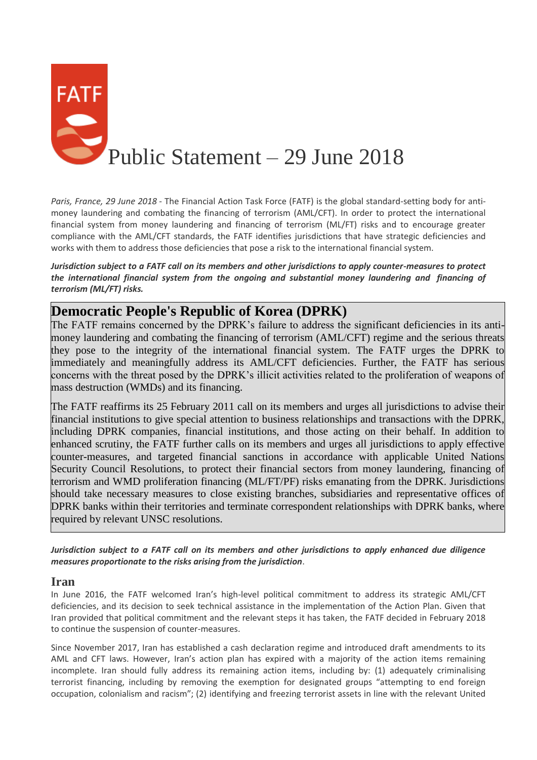# FATF Public Statement – 29 June 2018

*Paris, France, 29 June 2018* - The Financial Action Task Force (FATF) is the global standard-setting body for anti-money laundering and combating the financing of terrorism (AML/CFT). In order to protect the international financial system from money laundering and financing of terrorism (ML/FT) risks and to encourage greater compliance with the AML/CFT standards, the FATF identifies jurisdictions that have strategic deficiencies and works with them to address those deficiencies that pose a risk to the international financial system.

***Jurisdiction subject to a FATF call on its members and other jurisdictions to apply counter-measures to protect the international financial system from the ongoing and substantial money laundering and financing of terrorism (ML/FT) risks.***

## Democratic People's Republic of Korea (DPRK)

The FATF remains concerned by the DPRK's failure to address the significant deficiencies in its anti-money laundering and combating the financing of terrorism (AML/CFT) regime and the serious threats they pose to the integrity of the international financial system. The FATF urges the DPRK to immediately and meaningfully address its AML/CFT deficiencies. Further, the FATF has serious concerns with the threat posed by the DPRK's illicit activities related to the proliferation of weapons of mass destruction (WMDs) and its financing.

The FATF reaffirms its 25 February 2011 call on its members and urges all jurisdictions to advise their financial institutions to give special attention to business relationships and transactions with the DPRK, including DPRK companies, financial institutions, and those acting on their behalf. In addition to enhanced scrutiny, the FATF further calls on its members and urges all jurisdictions to apply effective counter-measures, and targeted financial sanctions in accordance with applicable United Nations Security Council Resolutions, to protect their financial sectors from money laundering, financing of terrorism and WMD proliferation financing (ML/FT/PF) risks emanating from the DPRK. Jurisdictions should take necessary measures to close existing branches, subsidiaries and representative offices of DPRK banks within their territories and terminate correspondent relationships with DPRK banks, where required by relevant UNSC resolutions.

***Jurisdiction subject to a FATF call on its members and other jurisdictions to apply enhanced due diligence measures proportionate to the risks arising from the jurisdiction***.

## Iran

In June 2016, the FATF welcomed Iran's high-level political commitment to address its strategic AML/CFT deficiencies, and its decision to seek technical assistance in the implementation of the Action Plan. Given that Iran provided that political commitment and the relevant steps it has taken, the FATF decided in February 2018 to continue the suspension of counter-measures.

Since November 2017, Iran has established a cash declaration regime and introduced draft amendments to its AML and CFT laws. However, Iran's action plan has expired with a majority of the action items remaining incomplete. Iran should fully address its remaining action items, including by: (1) adequately criminalising terrorist financing, including by removing the exemption for designated groups "attempting to end foreign occupation, colonialism and racism"; (2) identifying and freezing terrorist assets in line with the relevant United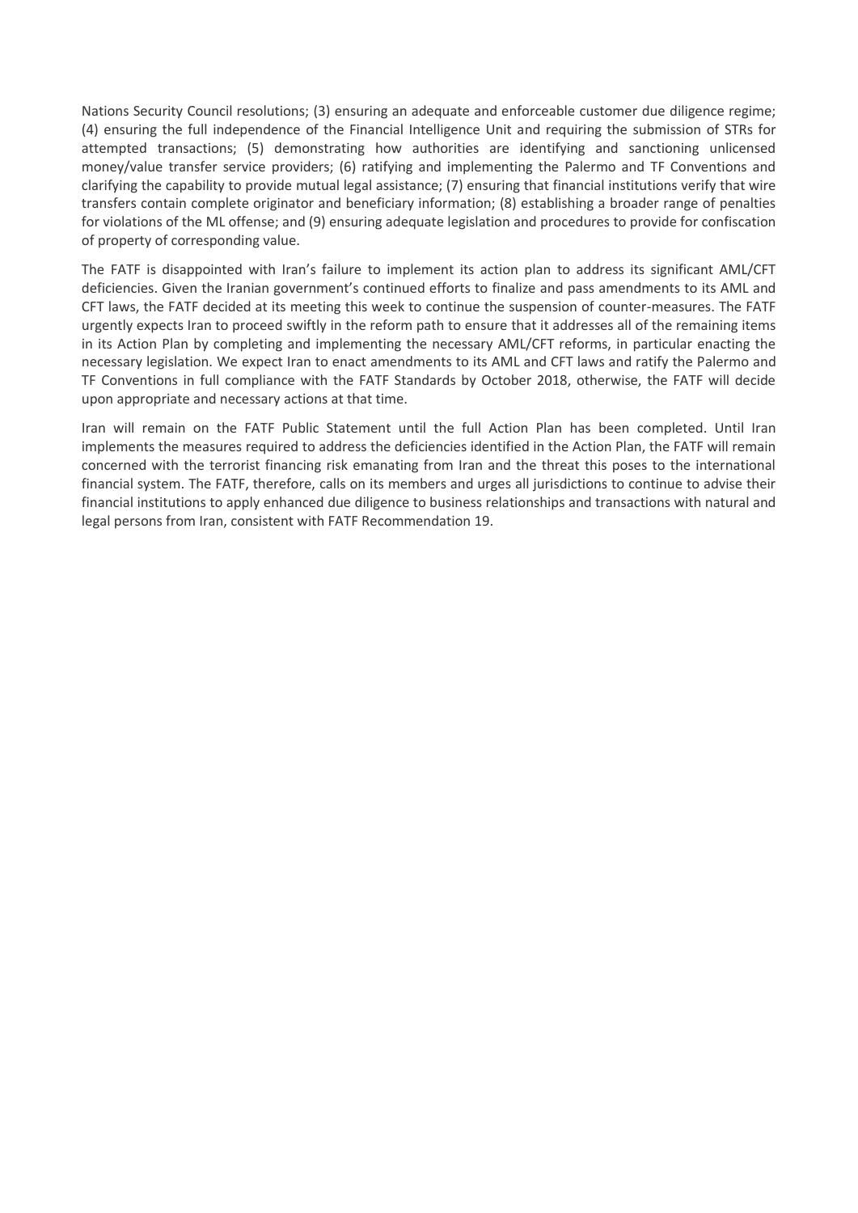Nations Security Council resolutions; (3) ensuring an adequate and enforceable customer due diligence regime; (4) ensuring the full independence of the Financial Intelligence Unit and requiring the submission of STRs for attempted transactions; (5) demonstrating how authorities are identifying and sanctioning unlicensed money/value transfer service providers; (6) ratifying and implementing the Palermo and TF Conventions and clarifying the capability to provide mutual legal assistance; (7) ensuring that financial institutions verify that wire transfers contain complete originator and beneficiary information; (8) establishing a broader range of penalties for violations of the ML offense; and (9) ensuring adequate legislation and procedures to provide for confiscation of property of corresponding value.

The FATF is disappointed with Iran's failure to implement its action plan to address its significant AML/CFT deficiencies. Given the Iranian government's continued efforts to finalize and pass amendments to its AML and CFT laws, the FATF decided at its meeting this week to continue the suspension of counter-measures. The FATF urgently expects Iran to proceed swiftly in the reform path to ensure that it addresses all of the remaining items in its Action Plan by completing and implementing the necessary AML/CFT reforms, in particular enacting the necessary legislation. We expect Iran to enact amendments to its AML and CFT laws and ratify the Palermo and TF Conventions in full compliance with the FATF Standards by October 2018, otherwise, the FATF will decide upon appropriate and necessary actions at that time.

Iran will remain on the FATF Public Statement until the full Action Plan has been completed. Until Iran implements the measures required to address the deficiencies identified in the Action Plan, the FATF will remain concerned with the terrorist financing risk emanating from Iran and the threat this poses to the international financial system. The FATF, therefore, calls on its members and urges all jurisdictions to continue to advise their financial institutions to apply enhanced due diligence to business relationships and transactions with natural and legal persons from Iran, consistent with FATF Recommendation 19.